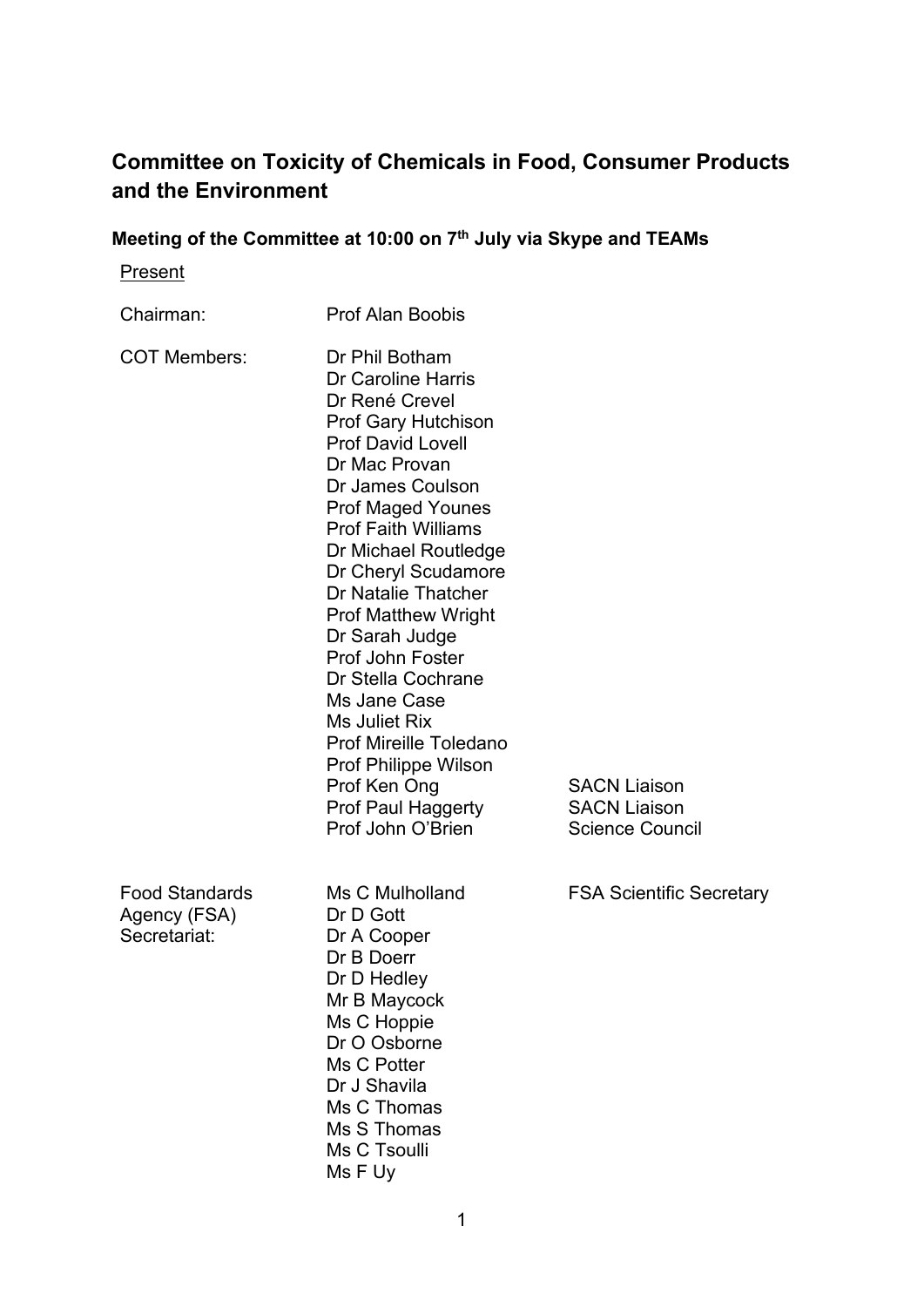# Committee on Toxicity of Chemicals in Food, Consumer Products and the Environment

### Meeting of the Committee at 10:00 on 7th July via Skype and TEAMs

Present

| | | |
|---|---|---|
| Chairman: | Prof Alan Boobis | |
| COT Members: | Dr Phil Botham | |
| | Dr Caroline Harris | |
| | Dr René Crevel | |
| | Prof Gary Hutchison | |
| | Prof David Lovell | |
| | Dr Mac Provan | |
| | Dr James Coulson | |
| | Prof Maged Younes | |
| | Prof Faith Williams | |
| | Dr Michael Routledge | |
| | Dr Cheryl Scudamore | |
| | Dr Natalie Thatcher | |
| | Prof Matthew Wright | |
| | Dr Sarah Judge | |
| | Prof John Foster | |
| | Dr Stella Cochrane | |
| | Ms Jane Case | |
| | Ms Juliet Rix | |
| | Prof Mireille Toledano | |
| | Prof Philippe Wilson | |
| | Prof Ken Ong | SACN Liaison |
| | Prof Paul Haggerty | SACN Liaison |
| | Prof John O'Brien | Science Council |
| Food Standards Agency (FSA) Secretariat: | Ms C Mulholland | FSA Scientific Secretary |
| | Dr D Gott | |
| | Dr A Cooper | |
| | Dr B Doerr | |
| | Dr D Hedley | |
| | Mr B Maycock | |
| | Ms C Hoppie | |
| | Dr O Osborne | |
| | Ms C Potter | |
| | Dr J Shavila | |
| | Ms C Thomas | |
| | Ms S Thomas | |
| | Ms C Tsoulli | |
| | Ms F Uy | |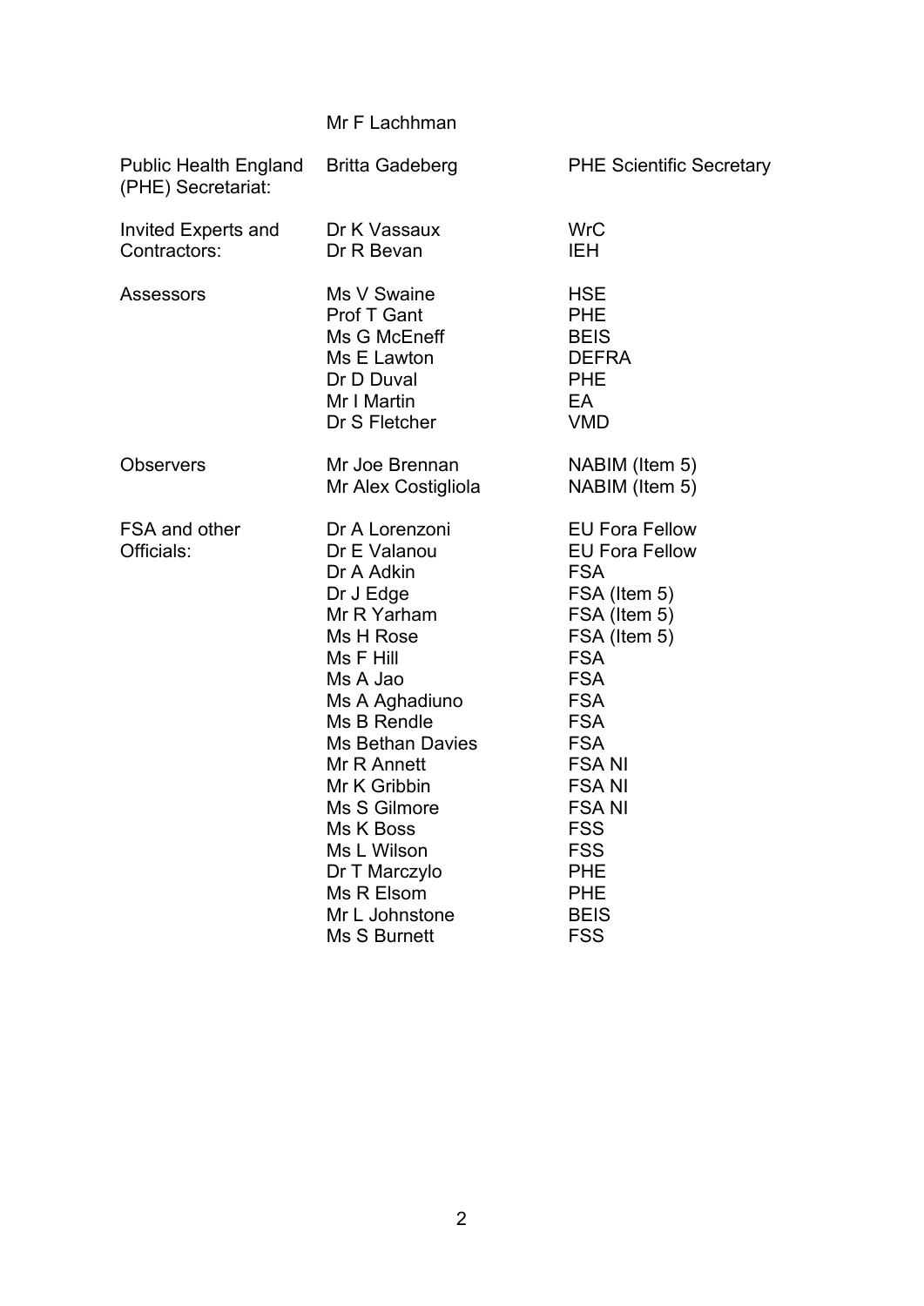| | | |
|---|---|---|
| | Mr F Lachhman | |
| Public Health England (PHE) Secretariat: | Britta Gadeberg | PHE Scientific Secretary |
| Invited Experts and Contractors: | Dr K Vassaux | WrC |
| | Dr R Bevan | IEH |
| Assessors | Ms V Swaine | HSE |
| | Prof T Gant | PHE |
| | Ms G McEneff | BEIS |
| | Ms E Lawton | DEFRA |
| | Dr D Duval | PHE |
| | Mr I Martin | EA |
| | Dr S Fletcher | VMD |
| Observers | Mr Joe Brennan | NABIM (Item 5) |
| | Mr Alex Costigliola | NABIM (Item 5) |
| FSA and other Officials: | Dr A Lorenzoni | EU Fora Fellow |
| | Dr E Valanou | EU Fora Fellow |
| | Dr A Adkin | FSA |
| | Dr J Edge | FSA (Item 5) |
| | Mr R Yarham | FSA (Item 5) |
| | Ms H Rose | FSA (Item 5) |
| | Ms F Hill | FSA |
| | Ms A Jao | FSA |
| | Ms A Aghadiuno | FSA |
| | Ms B Rendle | FSA |
| | Ms Bethan Davies | FSA |
| | Mr R Annett | FSA NI |
| | Mr K Gribbin | FSA NI |
| | Ms S Gilmore | FSA NI |
| | Ms K Boss | FSS |
| | Ms L Wilson | FSS |
| | Dr T Marczylo | PHE |
| | Ms R Elsom | PHE |
| | Mr L Johnstone | BEIS |
| | Ms S Burnett | FSS |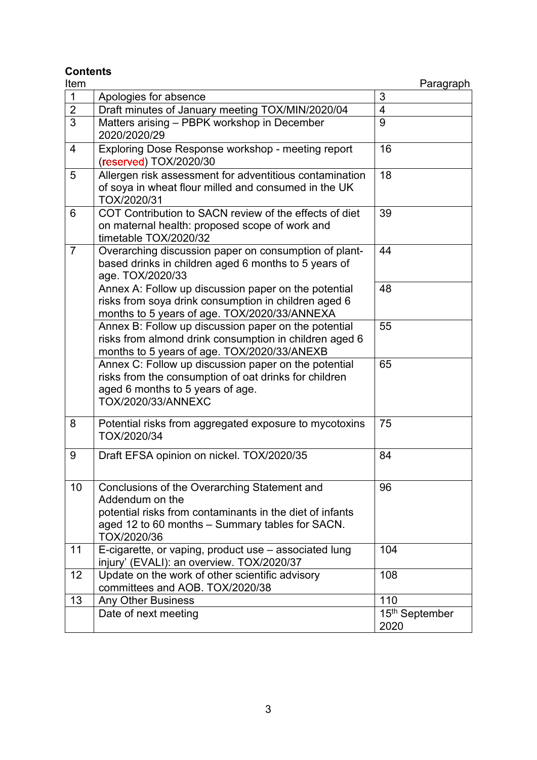**Contents**

| Item | | Paragraph |
|---|---|---|
| 1 | Apologies for absence | 3 |
| 2 | Draft minutes of January meeting TOX/MIN/2020/04 | 4 |
| 3 | Matters arising – PBPK workshop in December 2020/2020/29 | 9 |
| 4 | Exploring Dose Response workshop - meeting report (reserved) TOX/2020/30 | 16 |
| 5 | Allergen risk assessment for adventitious contamination of soya in wheat flour milled and consumed in the UK TOX/2020/31 | 18 |
| 6 | COT Contribution to SACN review of the effects of diet on maternal health: proposed scope of work and timetable TOX/2020/32 | 39 |
| 7 | Overarching discussion paper on consumption of plant-based drinks in children aged 6 months to 5 years of age. TOX/2020/33 | 44 |
| | Annex A: Follow up discussion paper on the potential risks from soya drink consumption in children aged 6 months to 5 years of age. TOX/2020/33/ANNEXA | 48 |
| | Annex B: Follow up discussion paper on the potential risks from almond drink consumption in children aged 6 months to 5 years of age. TOX/2020/33/ANEXB | 55 |
| | Annex C: Follow up discussion paper on the potential risks from the consumption of oat drinks for children aged 6 months to 5 years of age. TOX/2020/33/ANNEXC | 65 |
| 8 | Potential risks from aggregated exposure to mycotoxins TOX/2020/34 | 75 |
| 9 | Draft EFSA opinion on nickel. TOX/2020/35 | 84 |
| 10 | Conclusions of the Overarching Statement and Addendum on the potential risks from contaminants in the diet of infants aged 12 to 60 months – Summary tables for SACN. TOX/2020/36 | 96 |
| 11 | E-cigarette, or vaping, product use – associated lung injury' (EVALI): an overview. TOX/2020/37 | 104 |
| 12 | Update on the work of other scientific advisory committees and AOB. TOX/2020/38 | 108 |
| 13 | Any Other Business | 110 |
| | Date of next meeting | 15th September 2020 |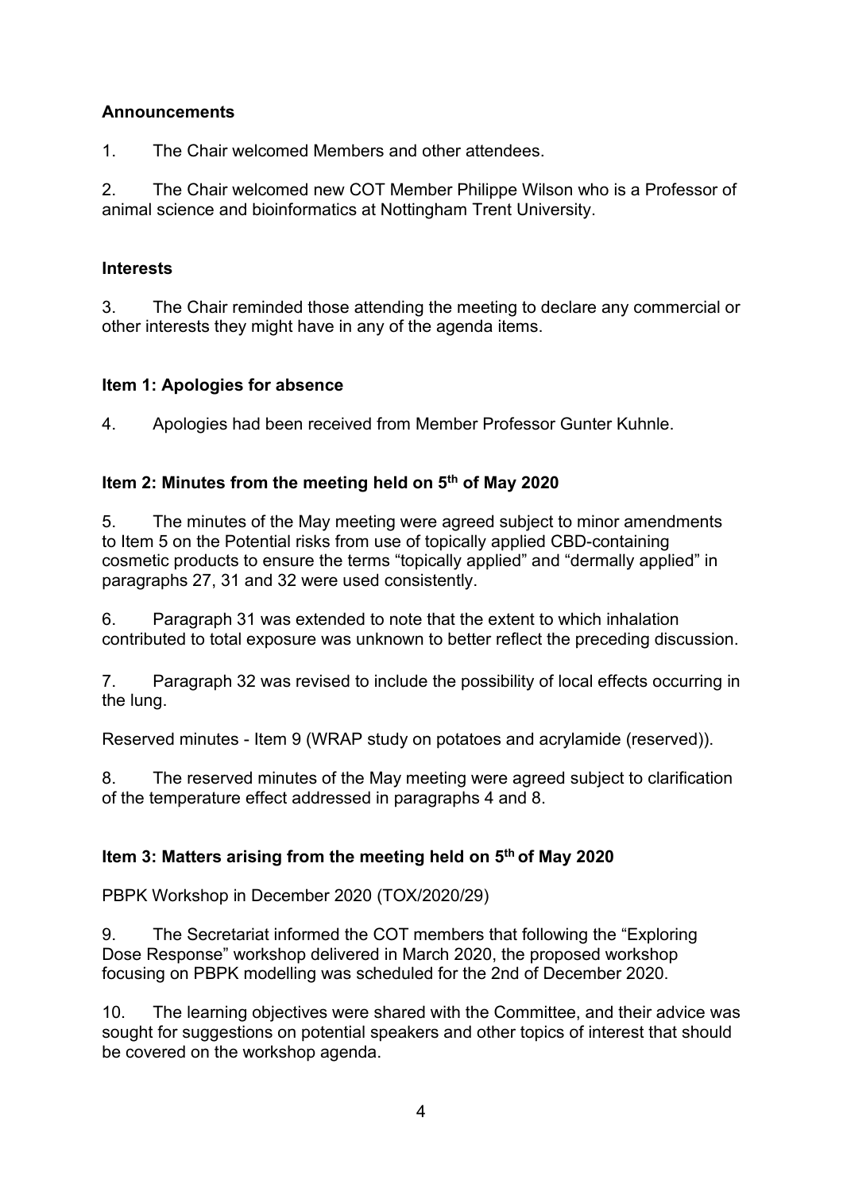**Announcements**

1. The Chair welcomed Members and other attendees.

2. The Chair welcomed new COT Member Philippe Wilson who is a Professor of animal science and bioinformatics at Nottingham Trent University.

**Interests**

3. The Chair reminded those attending the meeting to declare any commercial or other interests they might have in any of the agenda items.

**Item 1: Apologies for absence**

4. Apologies had been received from Member Professor Gunter Kuhnle.

**Item 2: Minutes from the meeting held on 5th of May 2020**

5. The minutes of the May meeting were agreed subject to minor amendments to Item 5 on the Potential risks from use of topically applied CBD-containing cosmetic products to ensure the terms "topically applied" and "dermally applied" in paragraphs 27, 31 and 32 were used consistently.

6. Paragraph 31 was extended to note that the extent to which inhalation contributed to total exposure was unknown to better reflect the preceding discussion.

7. Paragraph 32 was revised to include the possibility of local effects occurring in the lung.

Reserved minutes - Item 9 (WRAP study on potatoes and acrylamide (reserved)).

8. The reserved minutes of the May meeting were agreed subject to clarification of the temperature effect addressed in paragraphs 4 and 8.

**Item 3: Matters arising from the meeting held on 5th of May 2020**

PBPK Workshop in December 2020 (TOX/2020/29)

9. The Secretariat informed the COT members that following the "Exploring Dose Response" workshop delivered in March 2020, the proposed workshop focusing on PBPK modelling was scheduled for the 2nd of December 2020.

10. The learning objectives were shared with the Committee, and their advice was sought for suggestions on potential speakers and other topics of interest that should be covered on the workshop agenda.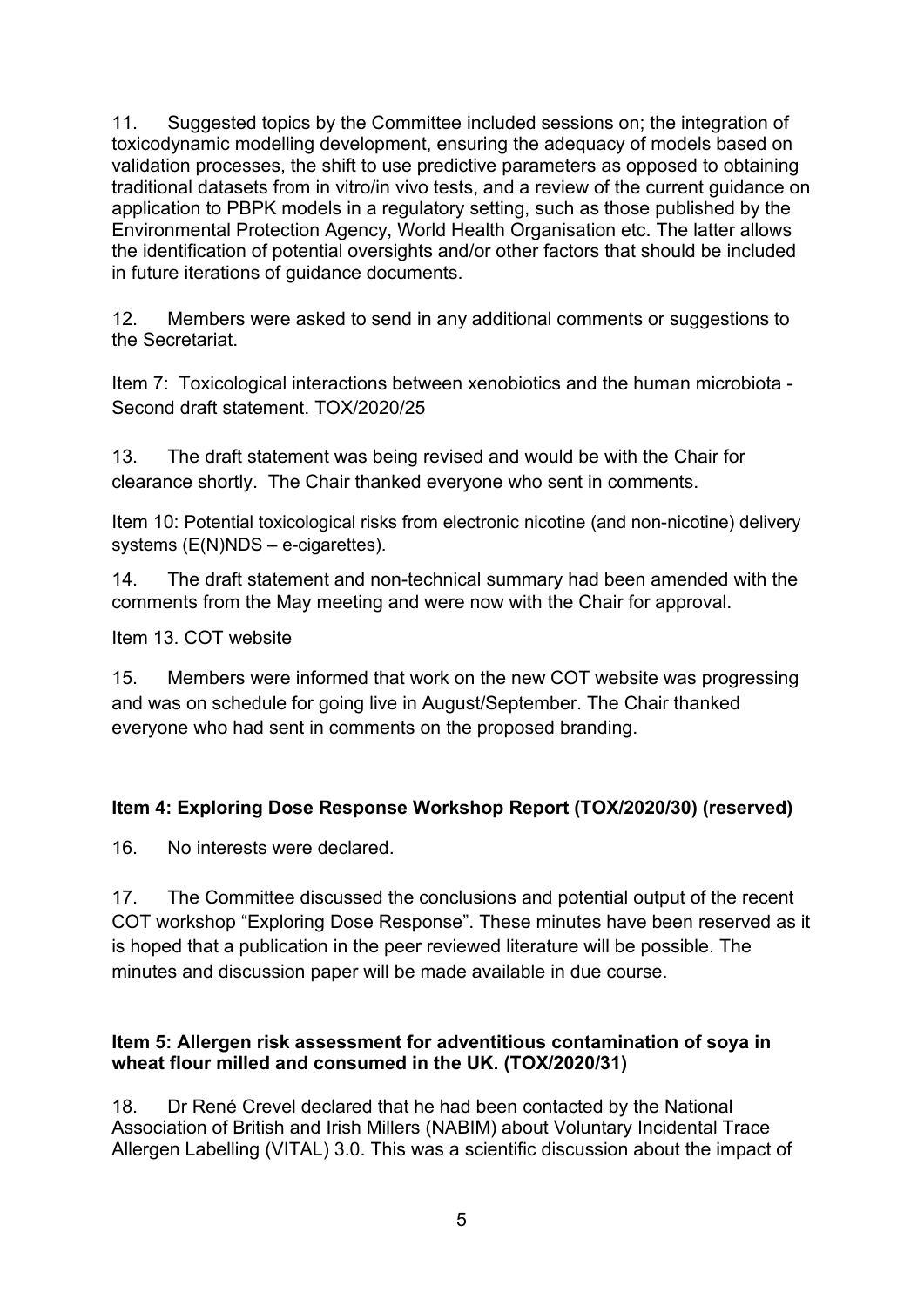11. Suggested topics by the Committee included sessions on; the integration of toxicodynamic modelling development, ensuring the adequacy of models based on validation processes, the shift to use predictive parameters as opposed to obtaining traditional datasets from in vitro/in vivo tests, and a review of the current guidance on application to PBPK models in a regulatory setting, such as those published by the Environmental Protection Agency, World Health Organisation etc. The latter allows the identification of potential oversights and/or other factors that should be included in future iterations of guidance documents.

12. Members were asked to send in any additional comments or suggestions to the Secretariat.

Item 7: Toxicological interactions between xenobiotics and the human microbiota - Second draft statement. TOX/2020/25

13. The draft statement was being revised and would be with the Chair for clearance shortly. The Chair thanked everyone who sent in comments.

Item 10: Potential toxicological risks from electronic nicotine (and non-nicotine) delivery systems (E(N)NDS – e-cigarettes).

14. The draft statement and non-technical summary had been amended with the comments from the May meeting and were now with the Chair for approval.

Item 13. COT website

15. Members were informed that work on the new COT website was progressing and was on schedule for going live in August/September. The Chair thanked everyone who had sent in comments on the proposed branding.

**Item 4: Exploring Dose Response Workshop Report (TOX/2020/30) (reserved)**

16. No interests were declared.

17. The Committee discussed the conclusions and potential output of the recent COT workshop "Exploring Dose Response". These minutes have been reserved as it is hoped that a publication in the peer reviewed literature will be possible. The minutes and discussion paper will be made available in due course.

**Item 5: Allergen risk assessment for adventitious contamination of soya in wheat flour milled and consumed in the UK. (TOX/2020/31)**

18. Dr René Crevel declared that he had been contacted by the National Association of British and Irish Millers (NABIM) about Voluntary Incidental Trace Allergen Labelling (VITAL) 3.0. This was a scientific discussion about the impact of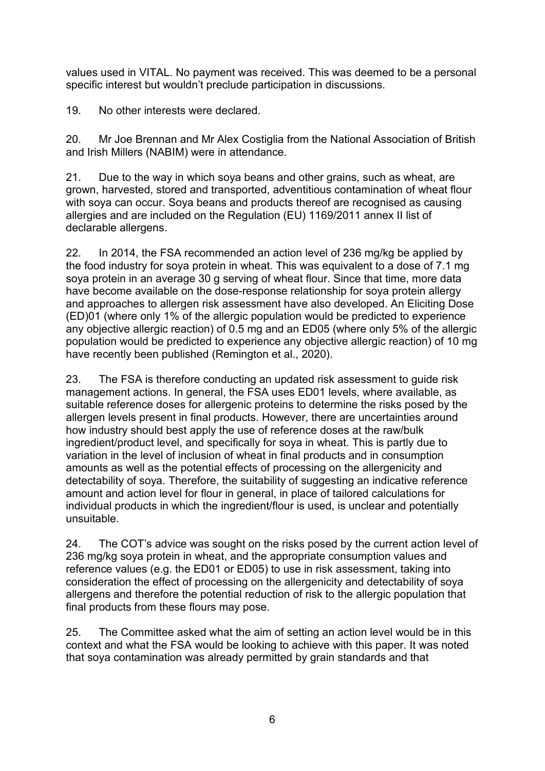values used in VITAL. No payment was received. This was deemed to be a personal specific interest but wouldn't preclude participation in discussions.

19. No other interests were declared.

20. Mr Joe Brennan and Mr Alex Costiglia from the National Association of British and Irish Millers (NABIM) were in attendance.

21. Due to the way in which soya beans and other grains, such as wheat, are grown, harvested, stored and transported, adventitious contamination of wheat flour with soya can occur. Soya beans and products thereof are recognised as causing allergies and are included on the Regulation (EU) 1169/2011 annex II list of declarable allergens.

22. In 2014, the FSA recommended an action level of 236 mg/kg be applied by the food industry for soya protein in wheat. This was equivalent to a dose of 7.1 mg soya protein in an average 30 g serving of wheat flour. Since that time, more data have become available on the dose-response relationship for soya protein allergy and approaches to allergen risk assessment have also developed. An Eliciting Dose (ED)01 (where only 1% of the allergic population would be predicted to experience any objective allergic reaction) of 0.5 mg and an ED05 (where only 5% of the allergic population would be predicted to experience any objective allergic reaction) of 10 mg have recently been published (Remington et al., 2020).

23. The FSA is therefore conducting an updated risk assessment to guide risk management actions. In general, the FSA uses ED01 levels, where available, as suitable reference doses for allergenic proteins to determine the risks posed by the allergen levels present in final products. However, there are uncertainties around how industry should best apply the use of reference doses at the raw/bulk ingredient/product level, and specifically for soya in wheat. This is partly due to variation in the level of inclusion of wheat in final products and in consumption amounts as well as the potential effects of processing on the allergenicity and detectability of soya. Therefore, the suitability of suggesting an indicative reference amount and action level for flour in general, in place of tailored calculations for individual products in which the ingredient/flour is used, is unclear and potentially unsuitable.

24. The COT's advice was sought on the risks posed by the current action level of 236 mg/kg soya protein in wheat, and the appropriate consumption values and reference values (e.g. the ED01 or ED05) to use in risk assessment, taking into consideration the effect of processing on the allergenicity and detectability of soya allergens and therefore the potential reduction of risk to the allergic population that final products from these flours may pose.

25. The Committee asked what the aim of setting an action level would be in this context and what the FSA would be looking to achieve with this paper. It was noted that soya contamination was already permitted by grain standards and that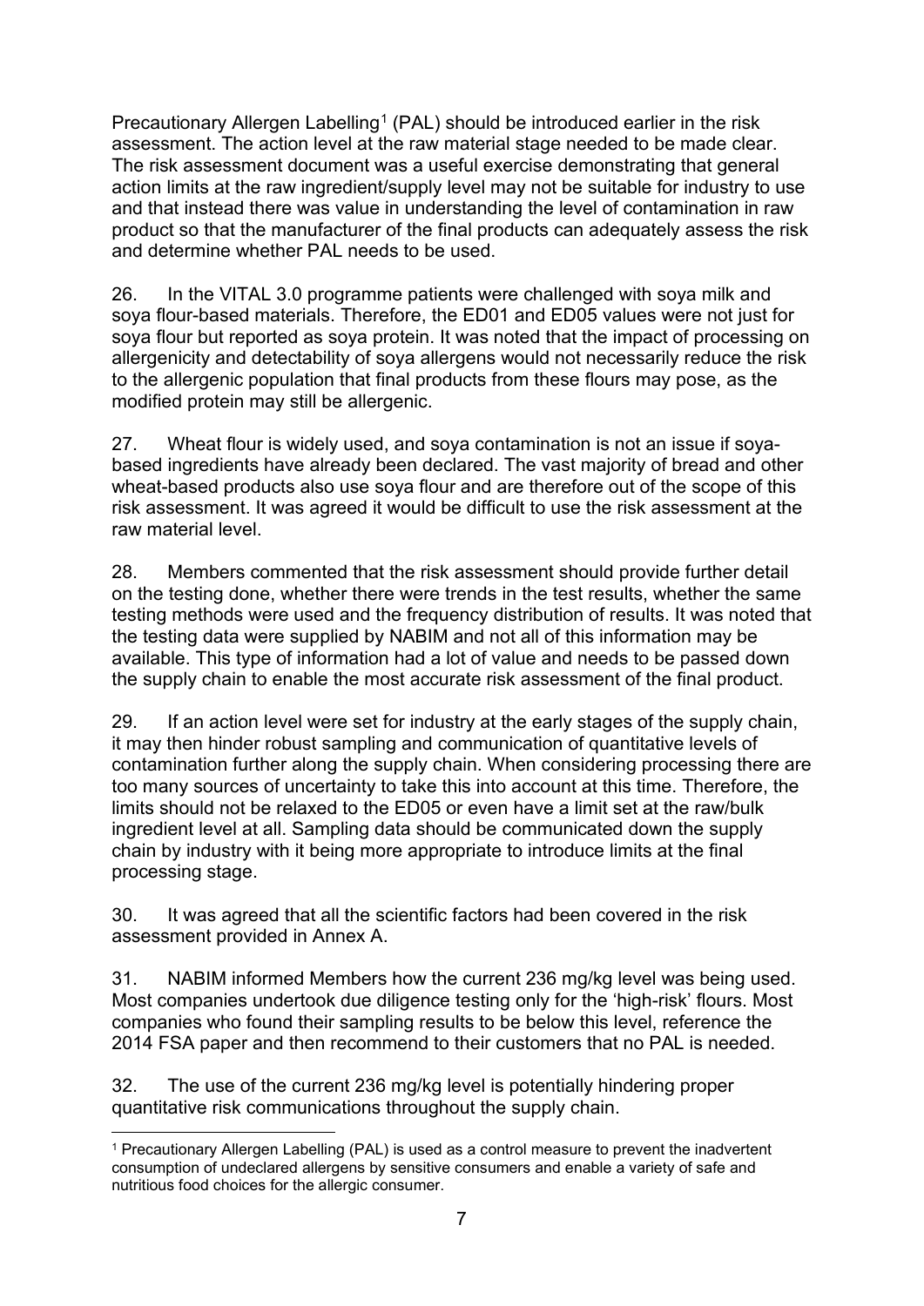Precautionary Allergen Labelling[1] (PAL) should be introduced earlier in the risk assessment. The action level at the raw material stage needed to be made clear. The risk assessment document was a useful exercise demonstrating that general action limits at the raw ingredient/supply level may not be suitable for industry to use and that instead there was value in understanding the level of contamination in raw product so that the manufacturer of the final products can adequately assess the risk and determine whether PAL needs to be used.

26. In the VITAL 3.0 programme patients were challenged with soya milk and soya flour-based materials. Therefore, the ED01 and ED05 values were not just for soya flour but reported as soya protein. It was noted that the impact of processing on allergenicity and detectability of soya allergens would not necessarily reduce the risk to the allergenic population that final products from these flours may pose, as the modified protein may still be allergenic.

27. Wheat flour is widely used, and soya contamination is not an issue if soya-based ingredients have already been declared. The vast majority of bread and other wheat-based products also use soya flour and are therefore out of the scope of this risk assessment. It was agreed it would be difficult to use the risk assessment at the raw material level.

28. Members commented that the risk assessment should provide further detail on the testing done, whether there were trends in the test results, whether the same testing methods were used and the frequency distribution of results. It was noted that the testing data were supplied by NABIM and not all of this information may be available. This type of information had a lot of value and needs to be passed down the supply chain to enable the most accurate risk assessment of the final product.

29. If an action level were set for industry at the early stages of the supply chain, it may then hinder robust sampling and communication of quantitative levels of contamination further along the supply chain. When considering processing there are too many sources of uncertainty to take this into account at this time. Therefore, the limits should not be relaxed to the ED05 or even have a limit set at the raw/bulk ingredient level at all. Sampling data should be communicated down the supply chain by industry with it being more appropriate to introduce limits at the final processing stage.

30. It was agreed that all the scientific factors had been covered in the risk assessment provided in Annex A.

31. NABIM informed Members how the current 236 mg/kg level was being used. Most companies undertook due diligence testing only for the 'high-risk' flours. Most companies who found their sampling results to be below this level, reference the 2014 FSA paper and then recommend to their customers that no PAL is needed.

32. The use of the current 236 mg/kg level is potentially hindering proper quantitative risk communications throughout the supply chain.

[1] Precautionary Allergen Labelling (PAL) is used as a control measure to prevent the inadvertent consumption of undeclared allergens by sensitive consumers and enable a variety of safe and nutritious food choices for the allergic consumer.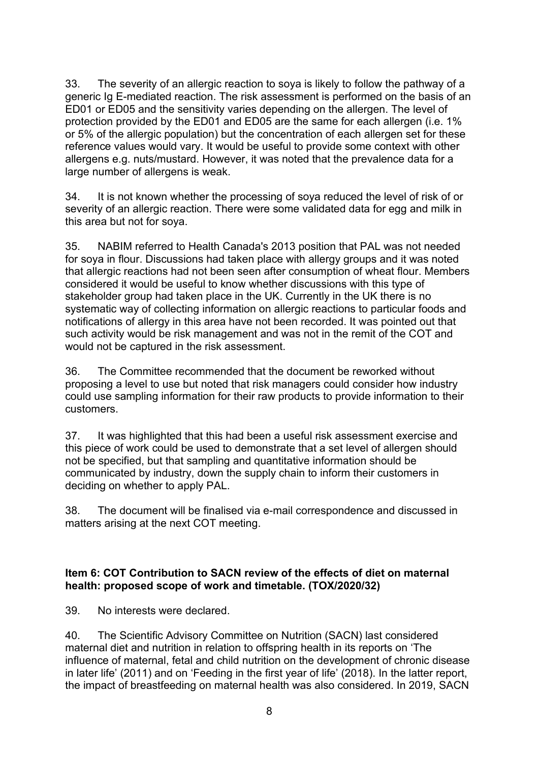33. The severity of an allergic reaction to soya is likely to follow the pathway of a generic Ig E-mediated reaction. The risk assessment is performed on the basis of an ED01 or ED05 and the sensitivity varies depending on the allergen. The level of protection provided by the ED01 and ED05 are the same for each allergen (i.e. 1% or 5% of the allergic population) but the concentration of each allergen set for these reference values would vary. It would be useful to provide some context with other allergens e.g. nuts/mustard. However, it was noted that the prevalence data for a large number of allergens is weak.

34. It is not known whether the processing of soya reduced the level of risk of or severity of an allergic reaction. There were some validated data for egg and milk in this area but not for soya.

35. NABIM referred to Health Canada's 2013 position that PAL was not needed for soya in flour. Discussions had taken place with allergy groups and it was noted that allergic reactions had not been seen after consumption of wheat flour. Members considered it would be useful to know whether discussions with this type of stakeholder group had taken place in the UK. Currently in the UK there is no systematic way of collecting information on allergic reactions to particular foods and notifications of allergy in this area have not been recorded. It was pointed out that such activity would be risk management and was not in the remit of the COT and would not be captured in the risk assessment.

36. The Committee recommended that the document be reworked without proposing a level to use but noted that risk managers could consider how industry could use sampling information for their raw products to provide information to their customers.

37. It was highlighted that this had been a useful risk assessment exercise and this piece of work could be used to demonstrate that a set level of allergen should not be specified, but that sampling and quantitative information should be communicated by industry, down the supply chain to inform their customers in deciding on whether to apply PAL.

38. The document will be finalised via e-mail correspondence and discussed in matters arising at the next COT meeting.

**Item 6: COT Contribution to SACN review of the effects of diet on maternal health: proposed scope of work and timetable. (TOX/2020/32)**

39. No interests were declared.

40. The Scientific Advisory Committee on Nutrition (SACN) last considered maternal diet and nutrition in relation to offspring health in its reports on 'The influence of maternal, fetal and child nutrition on the development of chronic disease in later life' (2011) and on 'Feeding in the first year of life' (2018). In the latter report, the impact of breastfeeding on maternal health was also considered. In 2019, SACN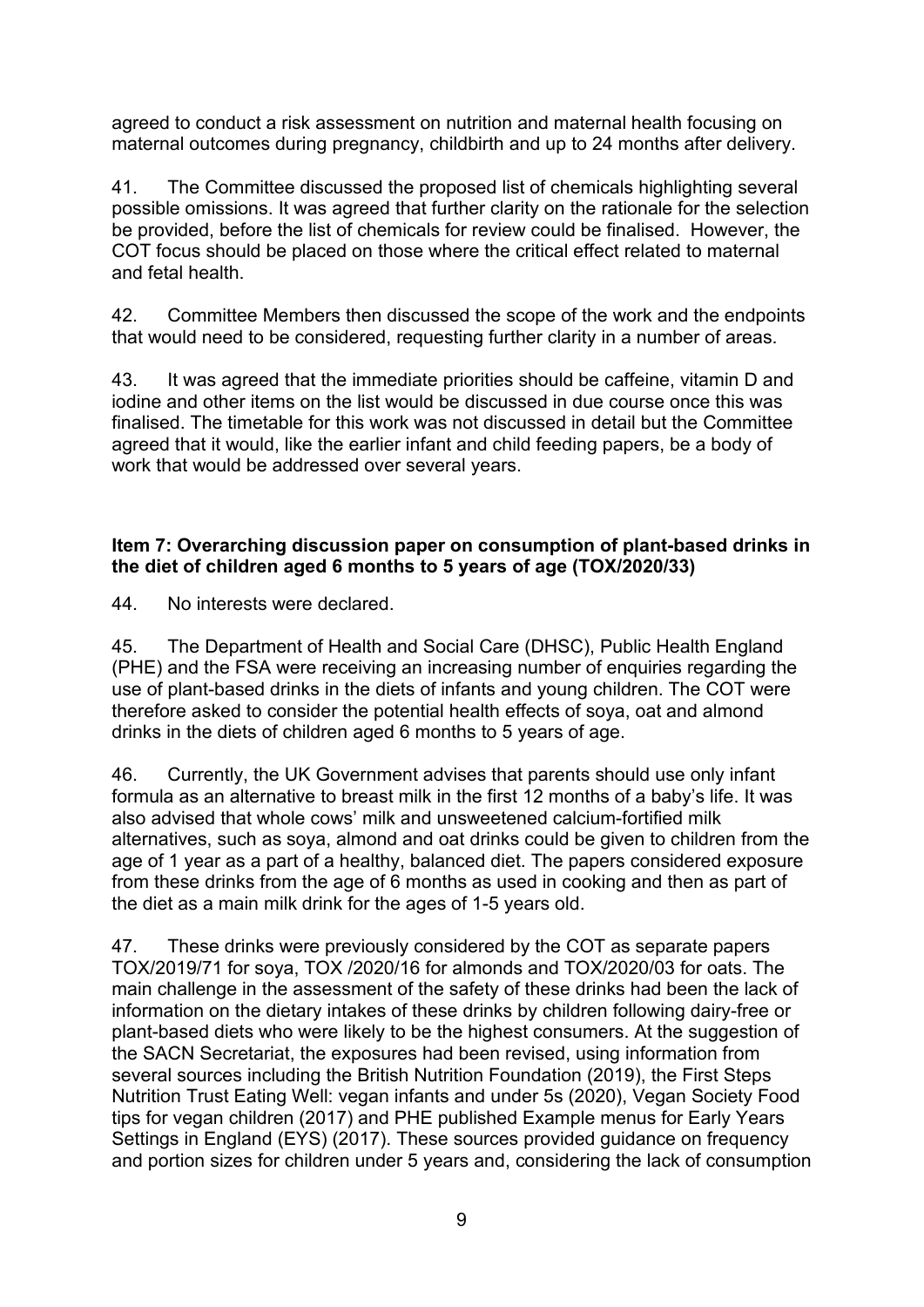agreed to conduct a risk assessment on nutrition and maternal health focusing on maternal outcomes during pregnancy, childbirth and up to 24 months after delivery.

41. The Committee discussed the proposed list of chemicals highlighting several possible omissions. It was agreed that further clarity on the rationale for the selection be provided, before the list of chemicals for review could be finalised. However, the COT focus should be placed on those where the critical effect related to maternal and fetal health.

42. Committee Members then discussed the scope of the work and the endpoints that would need to be considered, requesting further clarity in a number of areas.

43. It was agreed that the immediate priorities should be caffeine, vitamin D and iodine and other items on the list would be discussed in due course once this was finalised. The timetable for this work was not discussed in detail but the Committee agreed that it would, like the earlier infant and child feeding papers, be a body of work that would be addressed over several years.

**Item 7: Overarching discussion paper on consumption of plant-based drinks in the diet of children aged 6 months to 5 years of age (TOX/2020/33)**

44. No interests were declared.

45. The Department of Health and Social Care (DHSC), Public Health England (PHE) and the FSA were receiving an increasing number of enquiries regarding the use of plant-based drinks in the diets of infants and young children. The COT were therefore asked to consider the potential health effects of soya, oat and almond drinks in the diets of children aged 6 months to 5 years of age.

46. Currently, the UK Government advises that parents should use only infant formula as an alternative to breast milk in the first 12 months of a baby's life. It was also advised that whole cows' milk and unsweetened calcium-fortified milk alternatives, such as soya, almond and oat drinks could be given to children from the age of 1 year as a part of a healthy, balanced diet. The papers considered exposure from these drinks from the age of 6 months as used in cooking and then as part of the diet as a main milk drink for the ages of 1-5 years old.

47. These drinks were previously considered by the COT as separate papers TOX/2019/71 for soya, TOX /2020/16 for almonds and TOX/2020/03 for oats. The main challenge in the assessment of the safety of these drinks had been the lack of information on the dietary intakes of these drinks by children following dairy-free or plant-based diets who were likely to be the highest consumers. At the suggestion of the SACN Secretariat, the exposures had been revised, using information from several sources including the British Nutrition Foundation (2019), the First Steps Nutrition Trust Eating Well: vegan infants and under 5s (2020), Vegan Society Food tips for vegan children (2017) and PHE published Example menus for Early Years Settings in England (EYS) (2017). These sources provided guidance on frequency and portion sizes for children under 5 years and, considering the lack of consumption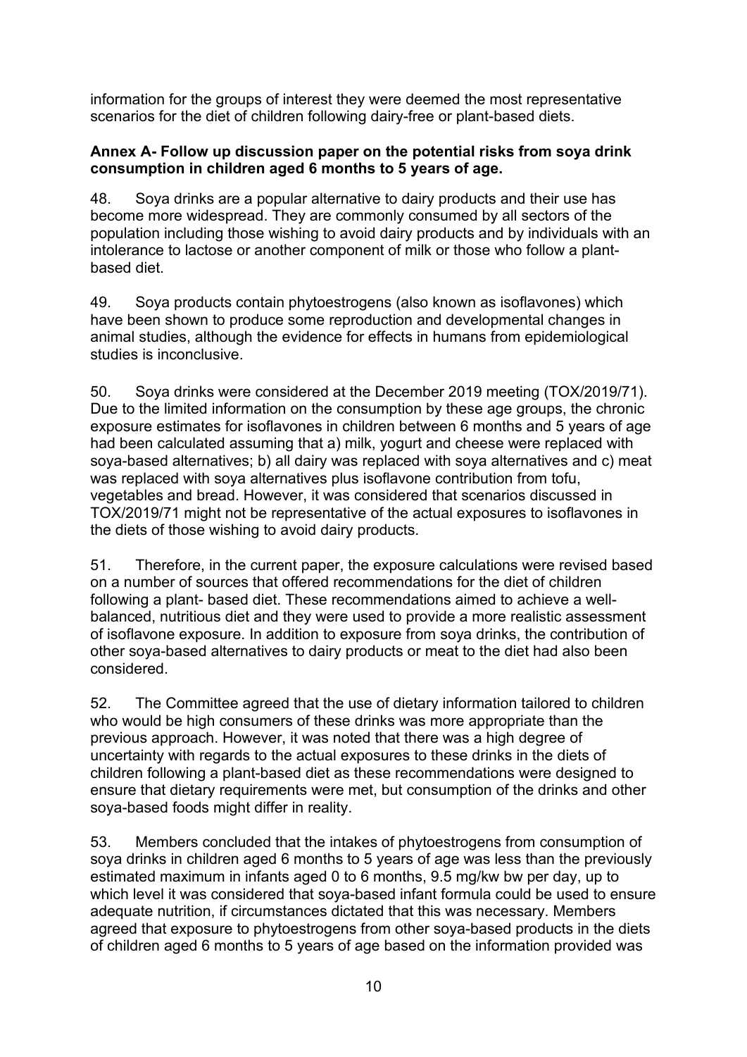information for the groups of interest they were deemed the most representative scenarios for the diet of children following dairy-free or plant-based diets.

**Annex A- Follow up discussion paper on the potential risks from soya drink consumption in children aged 6 months to 5 years of age.**

48. Soya drinks are a popular alternative to dairy products and their use has become more widespread. They are commonly consumed by all sectors of the population including those wishing to avoid dairy products and by individuals with an intolerance to lactose or another component of milk or those who follow a plant-based diet.

49. Soya products contain phytoestrogens (also known as isoflavones) which have been shown to produce some reproduction and developmental changes in animal studies, although the evidence for effects in humans from epidemiological studies is inconclusive.

50. Soya drinks were considered at the December 2019 meeting (TOX/2019/71). Due to the limited information on the consumption by these age groups, the chronic exposure estimates for isoflavones in children between 6 months and 5 years of age had been calculated assuming that a) milk, yogurt and cheese were replaced with soya-based alternatives; b) all dairy was replaced with soya alternatives and c) meat was replaced with soya alternatives plus isoflavone contribution from tofu, vegetables and bread. However, it was considered that scenarios discussed in TOX/2019/71 might not be representative of the actual exposures to isoflavones in the diets of those wishing to avoid dairy products.

51. Therefore, in the current paper, the exposure calculations were revised based on a number of sources that offered recommendations for the diet of children following a plant- based diet. These recommendations aimed to achieve a well-balanced, nutritious diet and they were used to provide a more realistic assessment of isoflavone exposure. In addition to exposure from soya drinks, the contribution of other soya-based alternatives to dairy products or meat to the diet had also been considered.

52. The Committee agreed that the use of dietary information tailored to children who would be high consumers of these drinks was more appropriate than the previous approach. However, it was noted that there was a high degree of uncertainty with regards to the actual exposures to these drinks in the diets of children following a plant-based diet as these recommendations were designed to ensure that dietary requirements were met, but consumption of the drinks and other soya-based foods might differ in reality.

53. Members concluded that the intakes of phytoestrogens from consumption of soya drinks in children aged 6 months to 5 years of age was less than the previously estimated maximum in infants aged 0 to 6 months, 9.5 mg/kw bw per day, up to which level it was considered that soya-based infant formula could be used to ensure adequate nutrition, if circumstances dictated that this was necessary. Members agreed that exposure to phytoestrogens from other soya-based products in the diets of children aged 6 months to 5 years of age based on the information provided was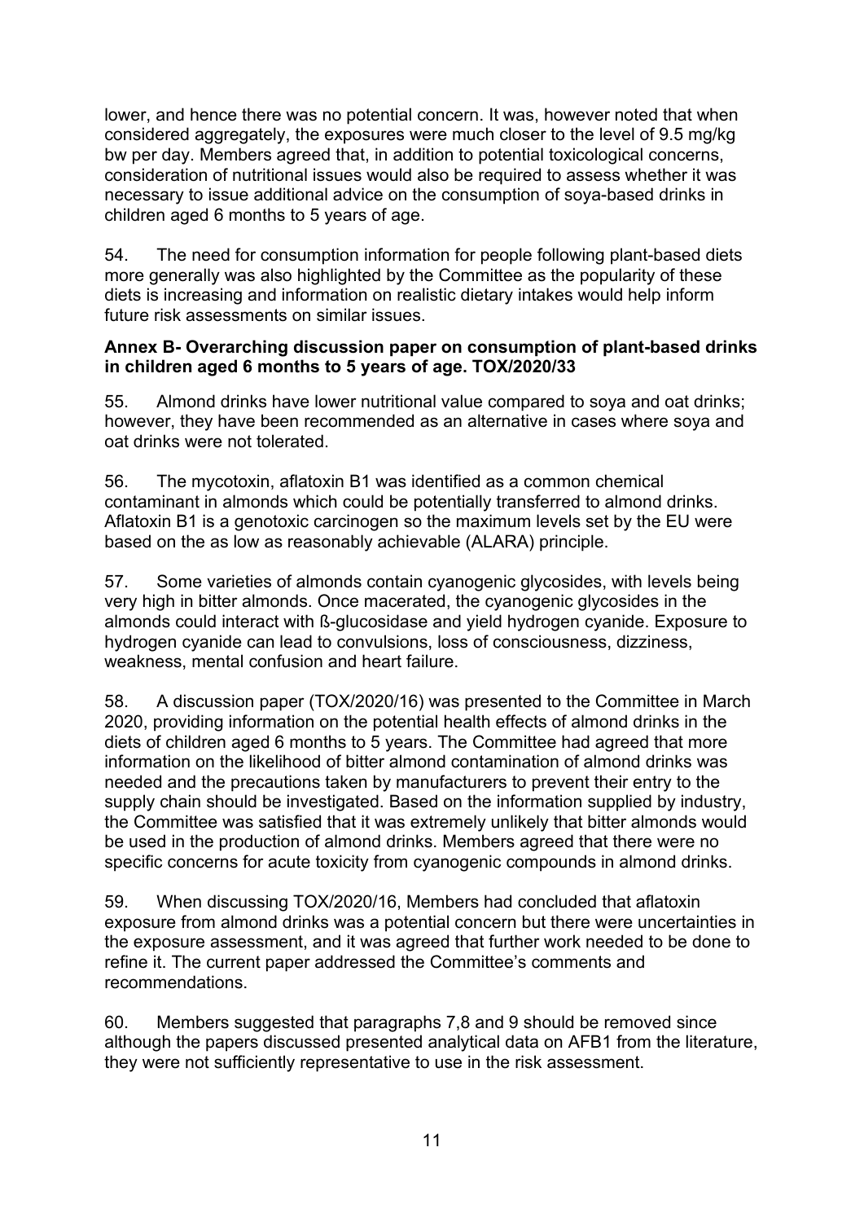lower, and hence there was no potential concern. It was, however noted that when considered aggregately, the exposures were much closer to the level of 9.5 mg/kg bw per day. Members agreed that, in addition to potential toxicological concerns, consideration of nutritional issues would also be required to assess whether it was necessary to issue additional advice on the consumption of soya-based drinks in children aged 6 months to 5 years of age.

54. The need for consumption information for people following plant-based diets more generally was also highlighted by the Committee as the popularity of these diets is increasing and information on realistic dietary intakes would help inform future risk assessments on similar issues.

**Annex B- Overarching discussion paper on consumption of plant-based drinks in children aged 6 months to 5 years of age. TOX/2020/33**

55. Almond drinks have lower nutritional value compared to soya and oat drinks; however, they have been recommended as an alternative in cases where soya and oat drinks were not tolerated.

56. The mycotoxin, aflatoxin B1 was identified as a common chemical contaminant in almonds which could be potentially transferred to almond drinks. Aflatoxin B1 is a genotoxic carcinogen so the maximum levels set by the EU were based on the as low as reasonably achievable (ALARA) principle.

57. Some varieties of almonds contain cyanogenic glycosides, with levels being very high in bitter almonds. Once macerated, the cyanogenic glycosides in the almonds could interact with ß-glucosidase and yield hydrogen cyanide. Exposure to hydrogen cyanide can lead to convulsions, loss of consciousness, dizziness, weakness, mental confusion and heart failure.

58. A discussion paper (TOX/2020/16) was presented to the Committee in March 2020, providing information on the potential health effects of almond drinks in the diets of children aged 6 months to 5 years. The Committee had agreed that more information on the likelihood of bitter almond contamination of almond drinks was needed and the precautions taken by manufacturers to prevent their entry to the supply chain should be investigated. Based on the information supplied by industry, the Committee was satisfied that it was extremely unlikely that bitter almonds would be used in the production of almond drinks. Members agreed that there were no specific concerns for acute toxicity from cyanogenic compounds in almond drinks.

59. When discussing TOX/2020/16, Members had concluded that aflatoxin exposure from almond drinks was a potential concern but there were uncertainties in the exposure assessment, and it was agreed that further work needed to be done to refine it. The current paper addressed the Committee's comments and recommendations.

60. Members suggested that paragraphs 7,8 and 9 should be removed since although the papers discussed presented analytical data on AFB1 from the literature, they were not sufficiently representative to use in the risk assessment.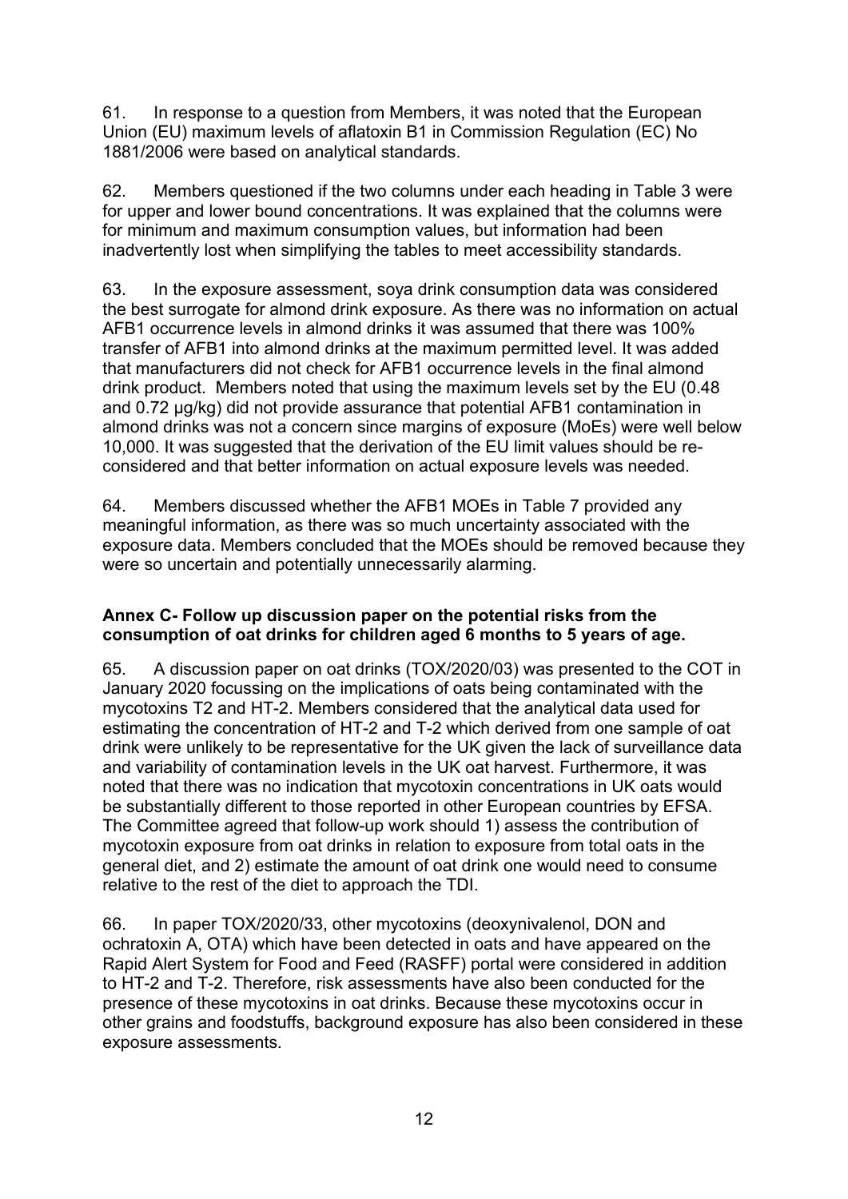61. In response to a question from Members, it was noted that the European Union (EU) maximum levels of aflatoxin B1 in Commission Regulation (EC) No 1881/2006 were based on analytical standards.

62. Members questioned if the two columns under each heading in Table 3 were for upper and lower bound concentrations. It was explained that the columns were for minimum and maximum consumption values, but information had been inadvertently lost when simplifying the tables to meet accessibility standards.

63. In the exposure assessment, soya drink consumption data was considered the best surrogate for almond drink exposure. As there was no information on actual AFB1 occurrence levels in almond drinks it was assumed that there was 100% transfer of AFB1 into almond drinks at the maximum permitted level. It was added that manufacturers did not check for AFB1 occurrence levels in the final almond drink product. Members noted that using the maximum levels set by the EU (0.48 and 0.72 µg/kg) did not provide assurance that potential AFB1 contamination in almond drinks was not a concern since margins of exposure (MoEs) were well below 10,000. It was suggested that the derivation of the EU limit values should be re-considered and that better information on actual exposure levels was needed.

64. Members discussed whether the AFB1 MOEs in Table 7 provided any meaningful information, as there was so much uncertainty associated with the exposure data. Members concluded that the MOEs should be removed because they were so uncertain and potentially unnecessarily alarming.

### Annex C- Follow up discussion paper on the potential risks from the consumption of oat drinks for children aged 6 months to 5 years of age.

65. A discussion paper on oat drinks (TOX/2020/03) was presented to the COT in January 2020 focussing on the implications of oats being contaminated with the mycotoxins T2 and HT-2. Members considered that the analytical data used for estimating the concentration of HT-2 and T-2 which derived from one sample of oat drink were unlikely to be representative for the UK given the lack of surveillance data and variability of contamination levels in the UK oat harvest. Furthermore, it was noted that there was no indication that mycotoxin concentrations in UK oats would be substantially different to those reported in other European countries by EFSA. The Committee agreed that follow-up work should 1) assess the contribution of mycotoxin exposure from oat drinks in relation to exposure from total oats in the general diet, and 2) estimate the amount of oat drink one would need to consume relative to the rest of the diet to approach the TDI.

66. In paper TOX/2020/33, other mycotoxins (deoxynivalenol, DON and ochratoxin A, OTA) which have been detected in oats and have appeared on the Rapid Alert System for Food and Feed (RASFF) portal were considered in addition to HT-2 and T-2. Therefore, risk assessments have also been conducted for the presence of these mycotoxins in oat drinks. Because these mycotoxins occur in other grains and foodstuffs, background exposure has also been considered in these exposure assessments.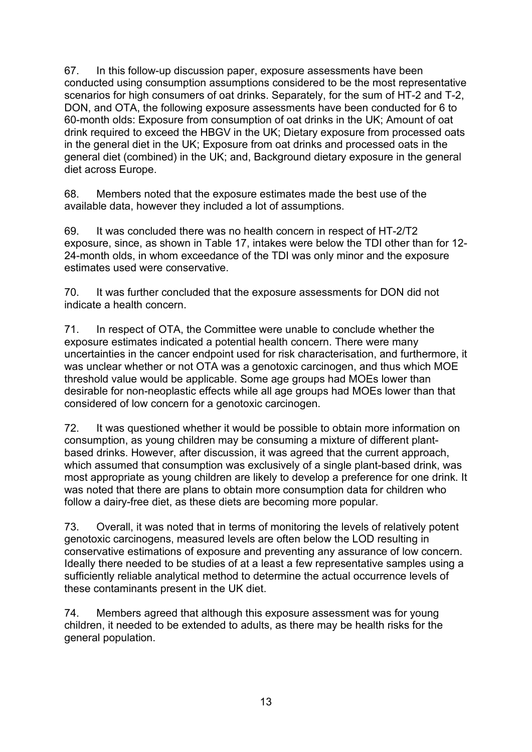67. In this follow-up discussion paper, exposure assessments have been conducted using consumption assumptions considered to be the most representative scenarios for high consumers of oat drinks. Separately, for the sum of HT-2 and T-2, DON, and OTA, the following exposure assessments have been conducted for 6 to 60-month olds: Exposure from consumption of oat drinks in the UK; Amount of oat drink required to exceed the HBGV in the UK; Dietary exposure from processed oats in the general diet in the UK; Exposure from oat drinks and processed oats in the general diet (combined) in the UK; and, Background dietary exposure in the general diet across Europe.

68. Members noted that the exposure estimates made the best use of the available data, however they included a lot of assumptions.

69. It was concluded there was no health concern in respect of HT-2/T2 exposure, since, as shown in Table 17, intakes were below the TDI other than for 12-24-month olds, in whom exceedance of the TDI was only minor and the exposure estimates used were conservative.

70. It was further concluded that the exposure assessments for DON did not indicate a health concern.

71. In respect of OTA, the Committee were unable to conclude whether the exposure estimates indicated a potential health concern. There were many uncertainties in the cancer endpoint used for risk characterisation, and furthermore, it was unclear whether or not OTA was a genotoxic carcinogen, and thus which MOE threshold value would be applicable. Some age groups had MOEs lower than desirable for non-neoplastic effects while all age groups had MOEs lower than that considered of low concern for a genotoxic carcinogen.

72. It was questioned whether it would be possible to obtain more information on consumption, as young children may be consuming a mixture of different plant-based drinks. However, after discussion, it was agreed that the current approach, which assumed that consumption was exclusively of a single plant-based drink, was most appropriate as young children are likely to develop a preference for one drink. It was noted that there are plans to obtain more consumption data for children who follow a dairy-free diet, as these diets are becoming more popular.

73. Overall, it was noted that in terms of monitoring the levels of relatively potent genotoxic carcinogens, measured levels are often below the LOD resulting in conservative estimations of exposure and preventing any assurance of low concern. Ideally there needed to be studies of at a least a few representative samples using a sufficiently reliable analytical method to determine the actual occurrence levels of these contaminants present in the UK diet.

74. Members agreed that although this exposure assessment was for young children, it needed to be extended to adults, as there may be health risks for the general population.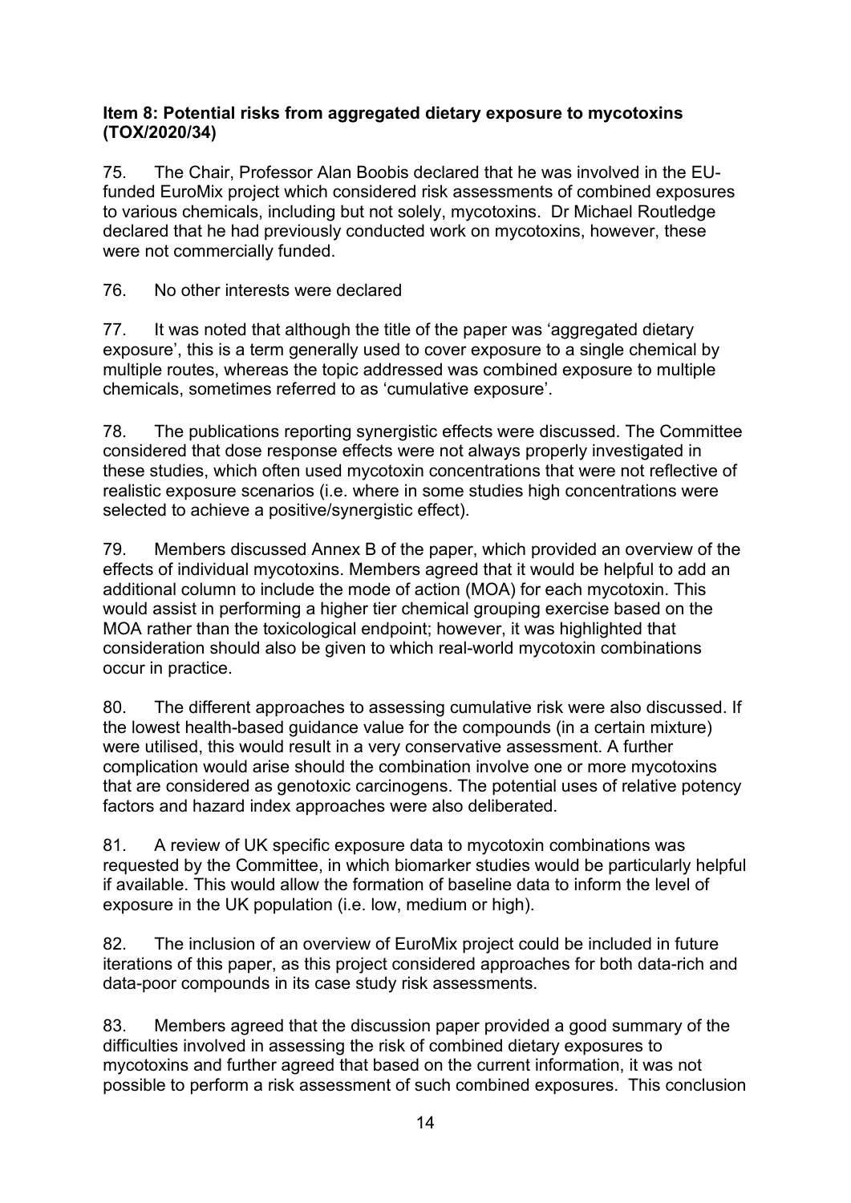**Item 8: Potential risks from aggregated dietary exposure to mycotoxins (TOX/2020/34)**

75. The Chair, Professor Alan Boobis declared that he was involved in the EU-funded EuroMix project which considered risk assessments of combined exposures to various chemicals, including but not solely, mycotoxins. Dr Michael Routledge declared that he had previously conducted work on mycotoxins, however, these were not commercially funded.

76. No other interests were declared

77. It was noted that although the title of the paper was 'aggregated dietary exposure', this is a term generally used to cover exposure to a single chemical by multiple routes, whereas the topic addressed was combined exposure to multiple chemicals, sometimes referred to as 'cumulative exposure'.

78. The publications reporting synergistic effects were discussed. The Committee considered that dose response effects were not always properly investigated in these studies, which often used mycotoxin concentrations that were not reflective of realistic exposure scenarios (i.e. where in some studies high concentrations were selected to achieve a positive/synergistic effect).

79. Members discussed Annex B of the paper, which provided an overview of the effects of individual mycotoxins. Members agreed that it would be helpful to add an additional column to include the mode of action (MOA) for each mycotoxin. This would assist in performing a higher tier chemical grouping exercise based on the MOA rather than the toxicological endpoint; however, it was highlighted that consideration should also be given to which real-world mycotoxin combinations occur in practice.

80. The different approaches to assessing cumulative risk were also discussed. If the lowest health-based guidance value for the compounds (in a certain mixture) were utilised, this would result in a very conservative assessment. A further complication would arise should the combination involve one or more mycotoxins that are considered as genotoxic carcinogens. The potential uses of relative potency factors and hazard index approaches were also deliberated.

81. A review of UK specific exposure data to mycotoxin combinations was requested by the Committee, in which biomarker studies would be particularly helpful if available. This would allow the formation of baseline data to inform the level of exposure in the UK population (i.e. low, medium or high).

82. The inclusion of an overview of EuroMix project could be included in future iterations of this paper, as this project considered approaches for both data-rich and data-poor compounds in its case study risk assessments.

83. Members agreed that the discussion paper provided a good summary of the difficulties involved in assessing the risk of combined dietary exposures to mycotoxins and further agreed that based on the current information, it was not possible to perform a risk assessment of such combined exposures. This conclusion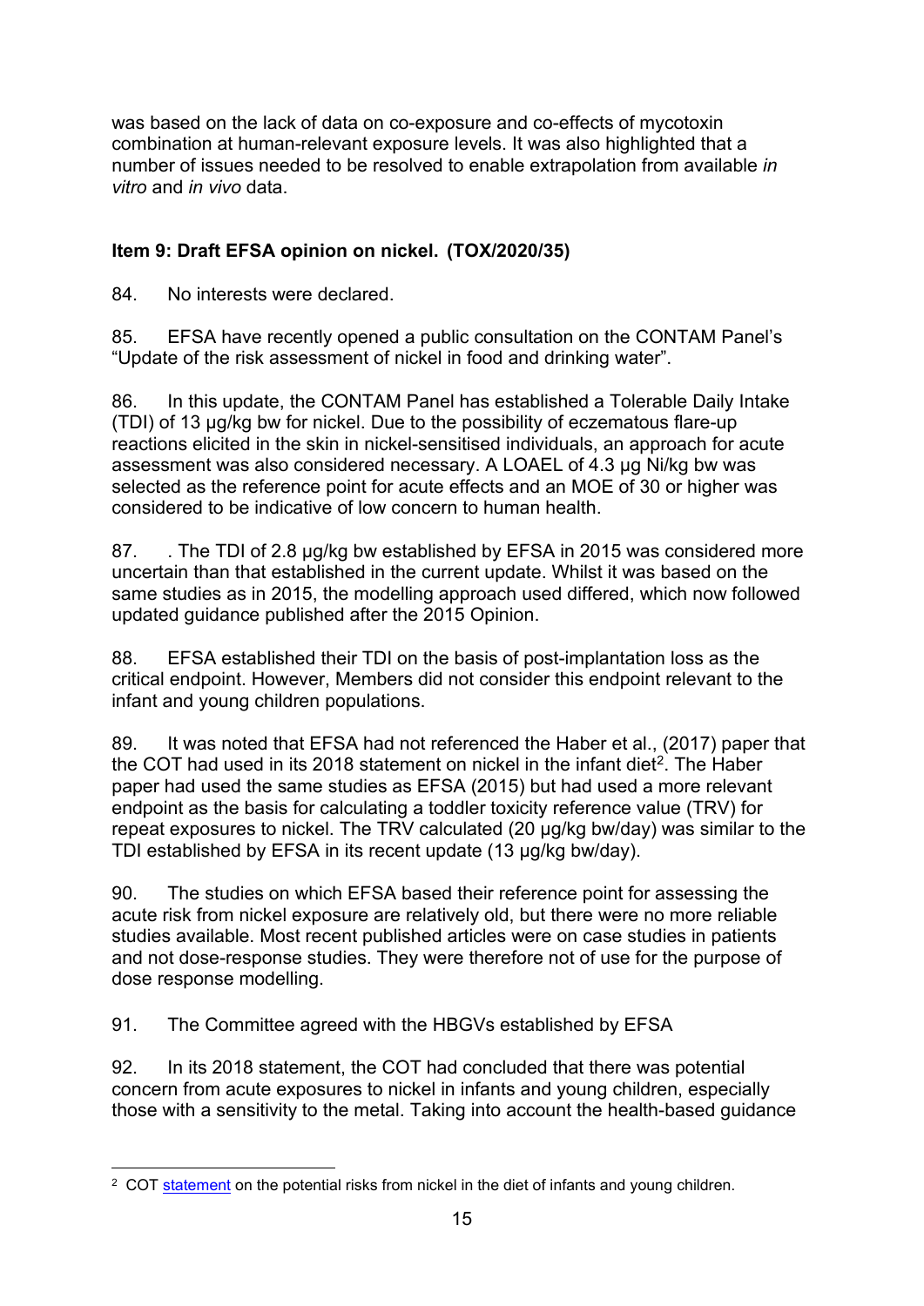was based on the lack of data on co-exposure and co-effects of mycotoxin combination at human-relevant exposure levels. It was also highlighted that a number of issues needed to be resolved to enable extrapolation from available *in vitro* and *in vivo* data.

### Item 9: Draft EFSA opinion on nickel. (TOX/2020/35)

84. No interests were declared.

85. EFSA have recently opened a public consultation on the CONTAM Panel's "Update of the risk assessment of nickel in food and drinking water".

86. In this update, the CONTAM Panel has established a Tolerable Daily Intake (TDI) of 13 µg/kg bw for nickel. Due to the possibility of eczematous flare-up reactions elicited in the skin in nickel-sensitised individuals, an approach for acute assessment was also considered necessary. A LOAEL of 4.3 µg Ni/kg bw was selected as the reference point for acute effects and an MOE of 30 or higher was considered to be indicative of low concern to human health.

87. . The TDI of 2.8 µg/kg bw established by EFSA in 2015 was considered more uncertain than that established in the current update. Whilst it was based on the same studies as in 2015, the modelling approach used differed, which now followed updated guidance published after the 2015 Opinion.

88. EFSA established their TDI on the basis of post-implantation loss as the critical endpoint. However, Members did not consider this endpoint relevant to the infant and young children populations.

89. It was noted that EFSA had not referenced the Haber et al., (2017) paper that the COT had used in its 2018 statement on nickel in the infant diet[2]. The Haber paper had used the same studies as EFSA (2015) but had used a more relevant endpoint as the basis for calculating a toddler toxicity reference value (TRV) for repeat exposures to nickel. The TRV calculated (20 µg/kg bw/day) was similar to the TDI established by EFSA in its recent update (13 µg/kg bw/day).

90. The studies on which EFSA based their reference point for assessing the acute risk from nickel exposure are relatively old, but there were no more reliable studies available. Most recent published articles were on case studies in patients and not dose-response studies. They were therefore not of use for the purpose of dose response modelling.

91. The Committee agreed with the HBGVs established by EFSA

92. In its 2018 statement, the COT had concluded that there was potential concern from acute exposures to nickel in infants and young children, especially those with a sensitivity to the metal. Taking into account the health-based guidance

---

[2] COT statement on the potential risks from nickel in the diet of infants and young children.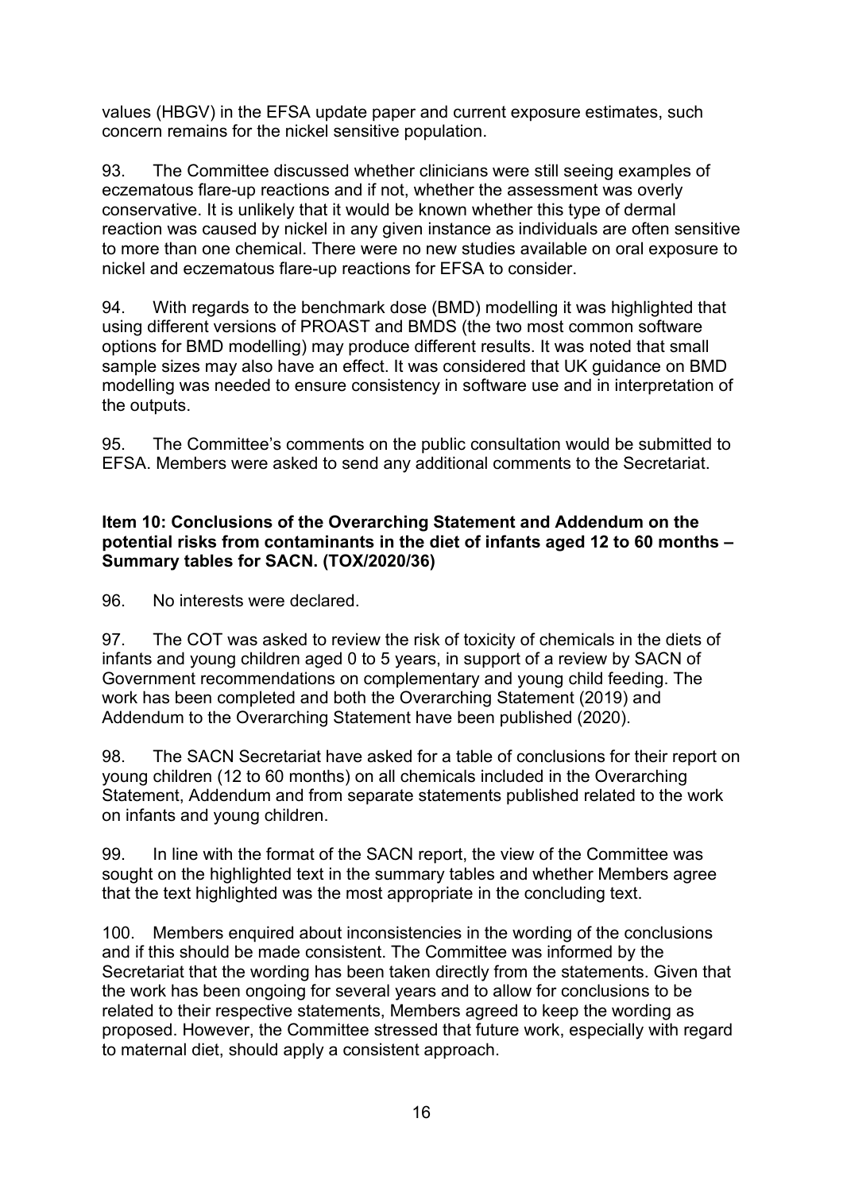values (HBGV) in the EFSA update paper and current exposure estimates, such concern remains for the nickel sensitive population.

93. The Committee discussed whether clinicians were still seeing examples of eczematous flare-up reactions and if not, whether the assessment was overly conservative. It is unlikely that it would be known whether this type of dermal reaction was caused by nickel in any given instance as individuals are often sensitive to more than one chemical. There were no new studies available on oral exposure to nickel and eczematous flare-up reactions for EFSA to consider.

94. With regards to the benchmark dose (BMD) modelling it was highlighted that using different versions of PROAST and BMDS (the two most common software options for BMD modelling) may produce different results. It was noted that small sample sizes may also have an effect. It was considered that UK guidance on BMD modelling was needed to ensure consistency in software use and in interpretation of the outputs.

95. The Committee's comments on the public consultation would be submitted to EFSA. Members were asked to send any additional comments to the Secretariat.

**Item 10: Conclusions of the Overarching Statement and Addendum on the potential risks from contaminants in the diet of infants aged 12 to 60 months – Summary tables for SACN. (TOX/2020/36)**

96. No interests were declared.

97. The COT was asked to review the risk of toxicity of chemicals in the diets of infants and young children aged 0 to 5 years, in support of a review by SACN of Government recommendations on complementary and young child feeding. The work has been completed and both the Overarching Statement (2019) and Addendum to the Overarching Statement have been published (2020).

98. The SACN Secretariat have asked for a table of conclusions for their report on young children (12 to 60 months) on all chemicals included in the Overarching Statement, Addendum and from separate statements published related to the work on infants and young children.

99. In line with the format of the SACN report, the view of the Committee was sought on the highlighted text in the summary tables and whether Members agree that the text highlighted was the most appropriate in the concluding text.

100. Members enquired about inconsistencies in the wording of the conclusions and if this should be made consistent. The Committee was informed by the Secretariat that the wording has been taken directly from the statements. Given that the work has been ongoing for several years and to allow for conclusions to be related to their respective statements, Members agreed to keep the wording as proposed. However, the Committee stressed that future work, especially with regard to maternal diet, should apply a consistent approach.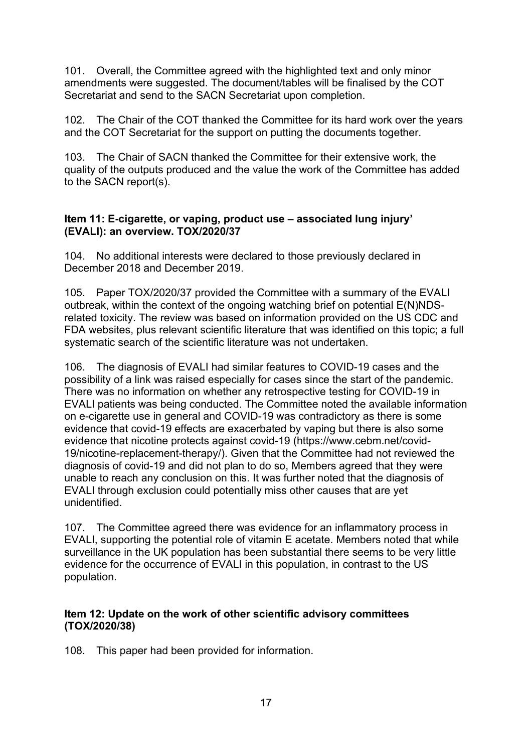101. Overall, the Committee agreed with the highlighted text and only minor amendments were suggested. The document/tables will be finalised by the COT Secretariat and send to the SACN Secretariat upon completion.

102. The Chair of the COT thanked the Committee for its hard work over the years and the COT Secretariat for the support on putting the documents together.

103. The Chair of SACN thanked the Committee for their extensive work, the quality of the outputs produced and the value the work of the Committee has added to the SACN report(s).

### Item 11: E-cigarette, or vaping, product use – associated lung injury' (EVALI): an overview. TOX/2020/37

104. No additional interests were declared to those previously declared in December 2018 and December 2019.

105. Paper TOX/2020/37 provided the Committee with a summary of the EVALI outbreak, within the context of the ongoing watching brief on potential E(N)NDS-related toxicity. The review was based on information provided on the US CDC and FDA websites, plus relevant scientific literature that was identified on this topic; a full systematic search of the scientific literature was not undertaken.

106. The diagnosis of EVALI had similar features to COVID-19 cases and the possibility of a link was raised especially for cases since the start of the pandemic. There was no information on whether any retrospective testing for COVID-19 in EVALI patients was being conducted. The Committee noted the available information on e-cigarette use in general and COVID-19 was contradictory as there is some evidence that covid-19 effects are exacerbated by vaping but there is also some evidence that nicotine protects against covid-19 (https://www.cebm.net/covid-19/nicotine-replacement-therapy/). Given that the Committee had not reviewed the diagnosis of covid-19 and did not plan to do so, Members agreed that they were unable to reach any conclusion on this. It was further noted that the diagnosis of EVALI through exclusion could potentially miss other causes that are yet unidentified.

107. The Committee agreed there was evidence for an inflammatory process in EVALI, supporting the potential role of vitamin E acetate. Members noted that while surveillance in the UK population has been substantial there seems to be very little evidence for the occurrence of EVALI in this population, in contrast to the US population.

### Item 12: Update on the work of other scientific advisory committees (TOX/2020/38)

108. This paper had been provided for information.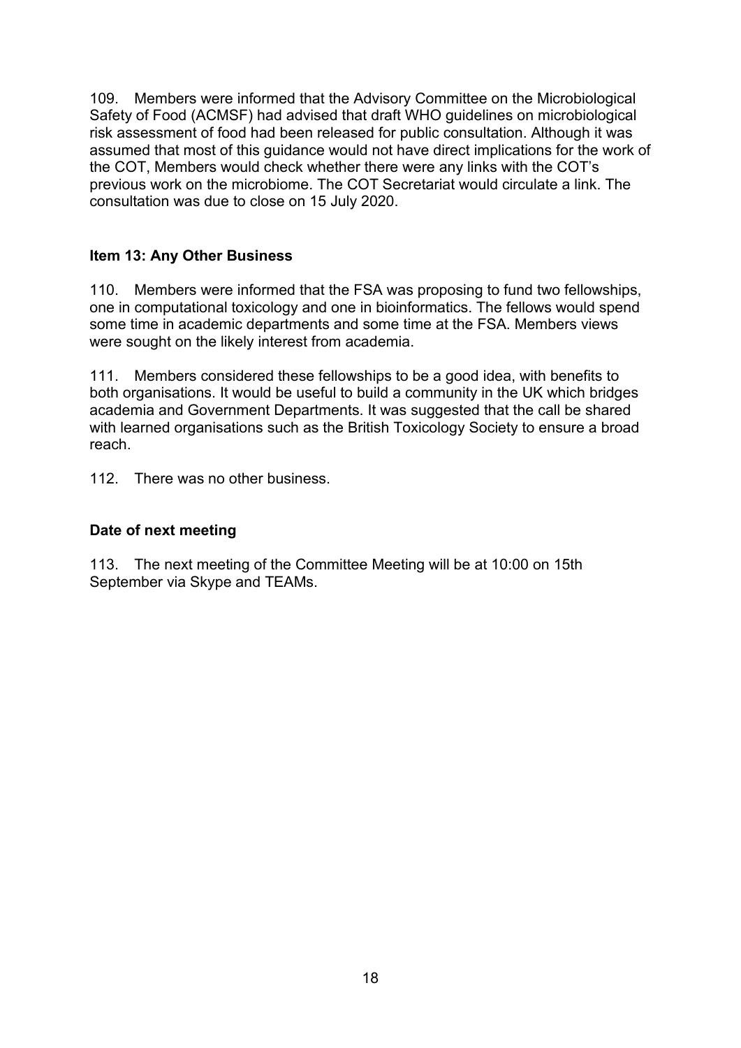109. Members were informed that the Advisory Committee on the Microbiological Safety of Food (ACMSF) had advised that draft WHO guidelines on microbiological risk assessment of food had been released for public consultation. Although it was assumed that most of this guidance would not have direct implications for the work of the COT, Members would check whether there were any links with the COT's previous work on the microbiome. The COT Secretariat would circulate a link. The consultation was due to close on 15 July 2020.

### Item 13: Any Other Business

110. Members were informed that the FSA was proposing to fund two fellowships, one in computational toxicology and one in bioinformatics. The fellows would spend some time in academic departments and some time at the FSA. Members views were sought on the likely interest from academia.

111. Members considered these fellowships to be a good idea, with benefits to both organisations. It would be useful to build a community in the UK which bridges academia and Government Departments. It was suggested that the call be shared with learned organisations such as the British Toxicology Society to ensure a broad reach.

112. There was no other business.

### Date of next meeting

113. The next meeting of the Committee Meeting will be at 10:00 on 15th September via Skype and TEAMs.